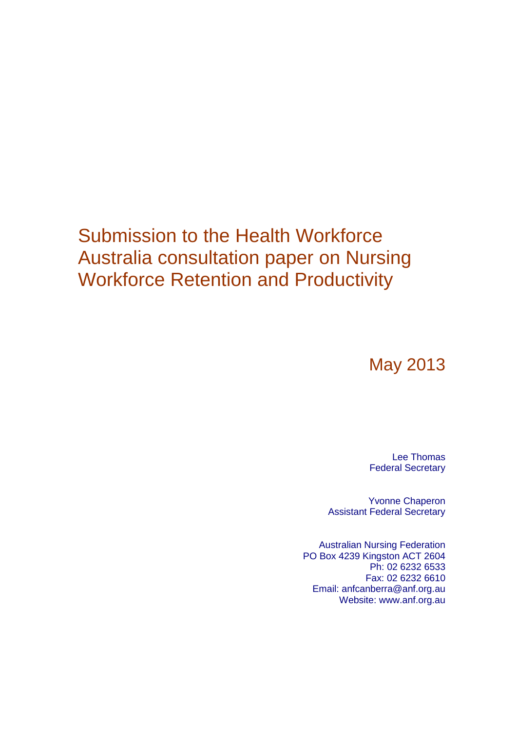# Submission to the Health Workforce Australia consultation paper on Nursing Workforce Retention and Productivity

May 2013

Lee Thomas
Federal Secretary

Yvonne Chaperon
Assistant Federal Secretary

Australian Nursing Federation
PO Box 4239 Kingston ACT 2604
Ph: 02 6232 6533
Fax: 02 6232 6610
Email: anfcanberra@anf.org.au
Website: www.anf.org.au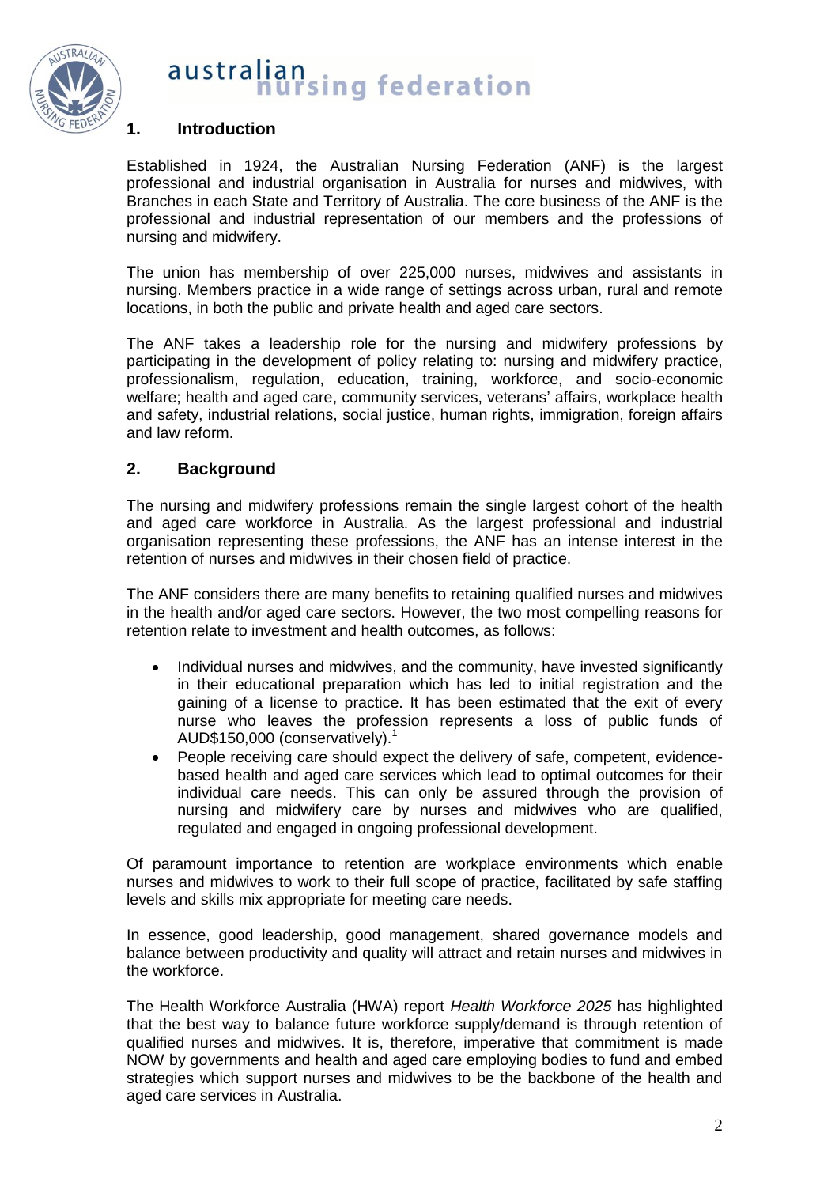## 1. Introduction

Established in 1924, the Australian Nursing Federation (ANF) is the largest professional and industrial organisation in Australia for nurses and midwives, with Branches in each State and Territory of Australia. The core business of the ANF is the professional and industrial representation of our members and the professions of nursing and midwifery.

The union has membership of over 225,000 nurses, midwives and assistants in nursing. Members practice in a wide range of settings across urban, rural and remote locations, in both the public and private health and aged care sectors.

The ANF takes a leadership role for the nursing and midwifery professions by participating in the development of policy relating to: nursing and midwifery practice, professionalism, regulation, education, training, workforce, and socio-economic welfare; health and aged care, community services, veterans' affairs, workplace health and safety, industrial relations, social justice, human rights, immigration, foreign affairs and law reform.

## 2. Background

The nursing and midwifery professions remain the single largest cohort of the health and aged care workforce in Australia. As the largest professional and industrial organisation representing these professions, the ANF has an intense interest in the retention of nurses and midwives in their chosen field of practice.

The ANF considers there are many benefits to retaining qualified nurses and midwives in the health and/or aged care sectors. However, the two most compelling reasons for retention relate to investment and health outcomes, as follows:

- Individual nurses and midwives, and the community, have invested significantly in their educational preparation which has led to initial registration and the gaining of a license to practice. It has been estimated that the exit of every nurse who leaves the profession represents a loss of public funds of AUD$150,000 (conservatively).[1]
- People receiving care should expect the delivery of safe, competent, evidence-based health and aged care services which lead to optimal outcomes for their individual care needs. This can only be assured through the provision of nursing and midwifery care by nurses and midwives who are qualified, regulated and engaged in ongoing professional development.

Of paramount importance to retention are workplace environments which enable nurses and midwives to work to their full scope of practice, facilitated by safe staffing levels and skills mix appropriate for meeting care needs.

In essence, good leadership, good management, shared governance models and balance between productivity and quality will attract and retain nurses and midwives in the workforce.

The Health Workforce Australia (HWA) report *Health Workforce 2025* has highlighted that the best way to balance future workforce supply/demand is through retention of qualified nurses and midwives. It is, therefore, imperative that commitment is made NOW by governments and health and aged care employing bodies to fund and embed strategies which support nurses and midwives to be the backbone of the health and aged care services in Australia.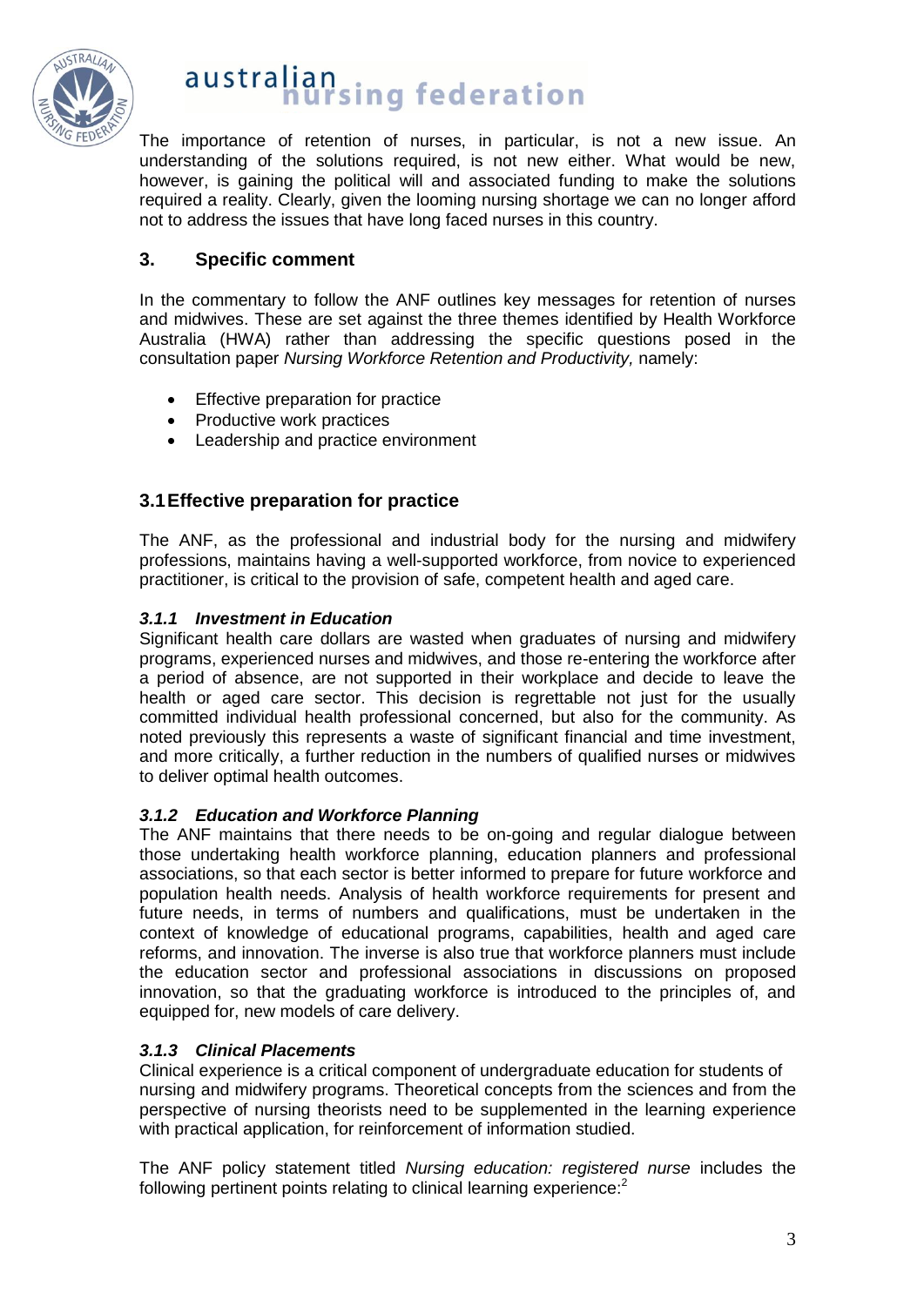The importance of retention of nurses, in particular, is not a new issue. An understanding of the solutions required, is not new either. What would be new, however, is gaining the political will and associated funding to make the solutions required a reality. Clearly, given the looming nursing shortage we can no longer afford not to address the issues that have long faced nurses in this country.

## 3. Specific comment

In the commentary to follow the ANF outlines key messages for retention of nurses and midwives. These are set against the three themes identified by Health Workforce Australia (HWA) rather than addressing the specific questions posed in the consultation paper *Nursing Workforce Retention and Productivity,* namely:

- Effective preparation for practice
- Productive work practices
- Leadership and practice environment

### 3.1 Effective preparation for practice

The ANF, as the professional and industrial body for the nursing and midwifery professions, maintains having a well-supported workforce, from novice to experienced practitioner, is critical to the provision of safe, competent health and aged care.

#### *3.1.1 Investment in Education*

Significant health care dollars are wasted when graduates of nursing and midwifery programs, experienced nurses and midwives, and those re-entering the workforce after a period of absence, are not supported in their workplace and decide to leave the health or aged care sector. This decision is regrettable not just for the usually committed individual health professional concerned, but also for the community. As noted previously this represents a waste of significant financial and time investment, and more critically, a further reduction in the numbers of qualified nurses or midwives to deliver optimal health outcomes.

#### *3.1.2 Education and Workforce Planning*

The ANF maintains that there needs to be on-going and regular dialogue between those undertaking health workforce planning, education planners and professional associations, so that each sector is better informed to prepare for future workforce and population health needs. Analysis of health workforce requirements for present and future needs, in terms of numbers and qualifications, must be undertaken in the context of knowledge of educational programs, capabilities, health and aged care reforms, and innovation. The inverse is also true that workforce planners must include the education sector and professional associations in discussions on proposed innovation, so that the graduating workforce is introduced to the principles of, and equipped for, new models of care delivery.

#### *3.1.3 Clinical Placements*

Clinical experience is a critical component of undergraduate education for students of nursing and midwifery programs. Theoretical concepts from the sciences and from the perspective of nursing theorists need to be supplemented in the learning experience with practical application, for reinforcement of information studied.

The ANF policy statement titled *Nursing education: registered nurse* includes the following pertinent points relating to clinical learning experience:[2]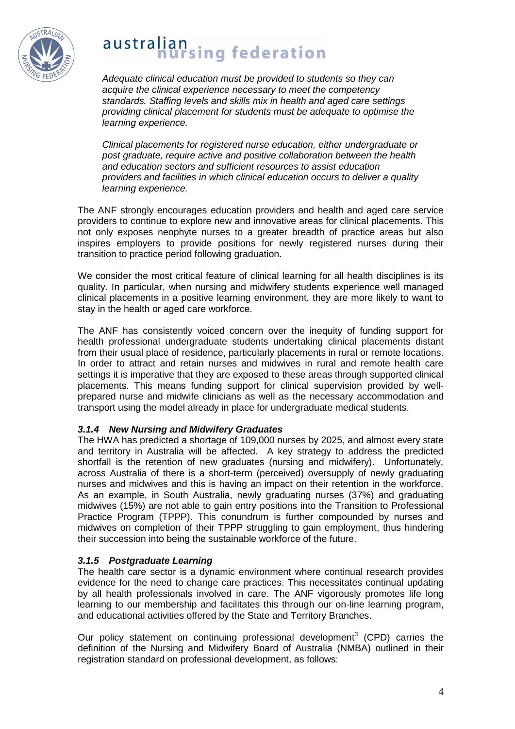*Adequate clinical education must be provided to students so they can acquire the clinical experience necessary to meet the competency standards. Staffing levels and skills mix in health and aged care settings providing clinical placement for students must be adequate to optimise the learning experience.*

*Clinical placements for registered nurse education, either undergraduate or post graduate, require active and positive collaboration between the health and education sectors and sufficient resources to assist education providers and facilities in which clinical education occurs to deliver a quality learning experience.*

The ANF strongly encourages education providers and health and aged care service providers to continue to explore new and innovative areas for clinical placements. This not only exposes neophyte nurses to a greater breadth of practice areas but also inspires employers to provide positions for newly registered nurses during their transition to practice period following graduation.

We consider the most critical feature of clinical learning for all health disciplines is its quality. In particular, when nursing and midwifery students experience well managed clinical placements in a positive learning environment, they are more likely to want to stay in the health or aged care workforce.

The ANF has consistently voiced concern over the inequity of funding support for health professional undergraduate students undertaking clinical placements distant from their usual place of residence, particularly placements in rural or remote locations. In order to attract and retain nurses and midwives in rural and remote health care settings it is imperative that they are exposed to these areas through supported clinical placements. This means funding support for clinical supervision provided by well-prepared nurse and midwife clinicians as well as the necessary accommodation and transport using the model already in place for undergraduate medical students.

### *3.1.4 New Nursing and Midwifery Graduates*

The HWA has predicted a shortage of 109,000 nurses by 2025, and almost every state and territory in Australia will be affected. A key strategy to address the predicted shortfall is the retention of new graduates (nursing and midwifery). Unfortunately, across Australia of there is a short-term (perceived) oversupply of newly graduating nurses and midwives and this is having an impact on their retention in the workforce. As an example, in South Australia, newly graduating nurses (37%) and graduating midwives (15%) are not able to gain entry positions into the Transition to Professional Practice Program (TPPP). This conundrum is further compounded by nurses and midwives on completion of their TPPP struggling to gain employment, thus hindering their succession into being the sustainable workforce of the future.

### *3.1.5 Postgraduate Learning*

The health care sector is a dynamic environment where continual research provides evidence for the need to change care practices. This necessitates continual updating by all health professionals involved in care. The ANF vigorously promotes life long learning to our membership and facilitates this through our on-line learning program, and educational activities offered by the State and Territory Branches.

Our policy statement on continuing professional development[3] (CPD) carries the definition of the Nursing and Midwifery Board of Australia (NMBA) outlined in their registration standard on professional development, as follows: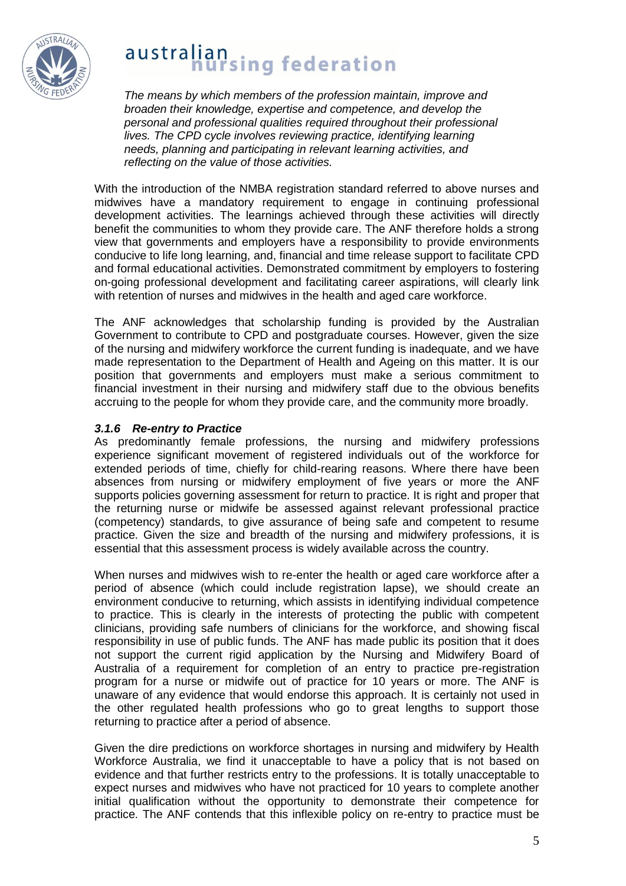*The means by which members of the profession maintain, improve and broaden their knowledge, expertise and competence, and develop the personal and professional qualities required throughout their professional lives. The CPD cycle involves reviewing practice, identifying learning needs, planning and participating in relevant learning activities, and reflecting on the value of those activities.*

With the introduction of the NMBA registration standard referred to above nurses and midwives have a mandatory requirement to engage in continuing professional development activities. The learnings achieved through these activities will directly benefit the communities to whom they provide care. The ANF therefore holds a strong view that governments and employers have a responsibility to provide environments conducive to life long learning, and, financial and time release support to facilitate CPD and formal educational activities. Demonstrated commitment by employers to fostering on-going professional development and facilitating career aspirations, will clearly link with retention of nurses and midwives in the health and aged care workforce.

The ANF acknowledges that scholarship funding is provided by the Australian Government to contribute to CPD and postgraduate courses. However, given the size of the nursing and midwifery workforce the current funding is inadequate, and we have made representation to the Department of Health and Ageing on this matter. It is our position that governments and employers must make a serious commitment to financial investment in their nursing and midwifery staff due to the obvious benefits accruing to the people for whom they provide care, and the community more broadly.

#### *3.1.6 Re-entry to Practice*

As predominantly female professions, the nursing and midwifery professions experience significant movement of registered individuals out of the workforce for extended periods of time, chiefly for child-rearing reasons. Where there have been absences from nursing or midwifery employment of five years or more the ANF supports policies governing assessment for return to practice. It is right and proper that the returning nurse or midwife be assessed against relevant professional practice (competency) standards, to give assurance of being safe and competent to resume practice. Given the size and breadth of the nursing and midwifery professions, it is essential that this assessment process is widely available across the country.

When nurses and midwives wish to re-enter the health or aged care workforce after a period of absence (which could include registration lapse), we should create an environment conducive to returning, which assists in identifying individual competence to practice. This is clearly in the interests of protecting the public with competent clinicians, providing safe numbers of clinicians for the workforce, and showing fiscal responsibility in use of public funds. The ANF has made public its position that it does not support the current rigid application by the Nursing and Midwifery Board of Australia of a requirement for completion of an entry to practice pre-registration program for a nurse or midwife out of practice for 10 years or more. The ANF is unaware of any evidence that would endorse this approach. It is certainly not used in the other regulated health professions who go to great lengths to support those returning to practice after a period of absence.

Given the dire predictions on workforce shortages in nursing and midwifery by Health Workforce Australia, we find it unacceptable to have a policy that is not based on evidence and that further restricts entry to the professions. It is totally unacceptable to expect nurses and midwives who have not practiced for 10 years to complete another initial qualification without the opportunity to demonstrate their competence for practice. The ANF contends that this inflexible policy on re-entry to practice must be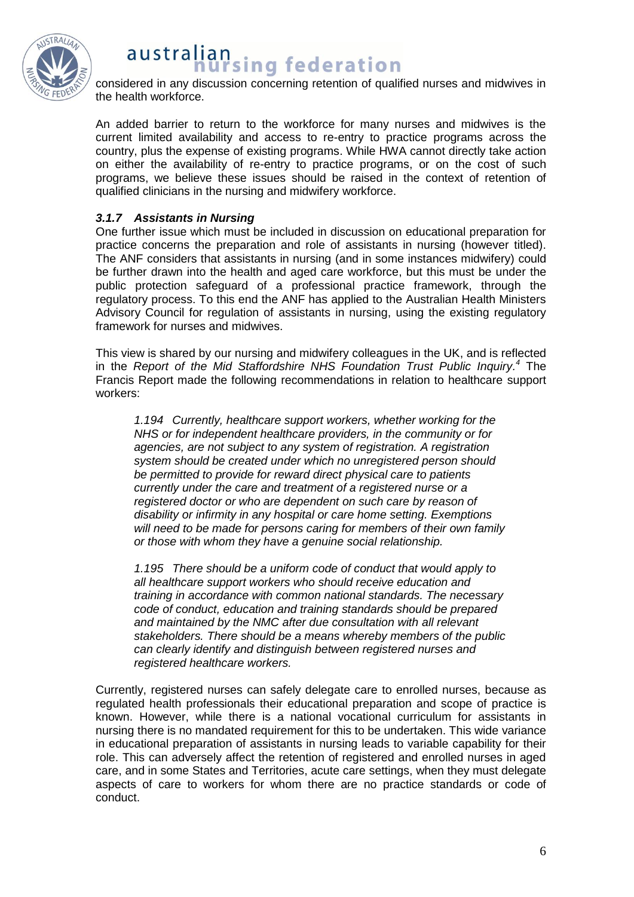considered in any discussion concerning retention of qualified nurses and midwives in the health workforce.

An added barrier to return to the workforce for many nurses and midwives is the current limited availability and access to re-entry to practice programs across the country, plus the expense of existing programs. While HWA cannot directly take action on either the availability of re-entry to practice programs, or on the cost of such programs, we believe these issues should be raised in the context of retention of qualified clinicians in the nursing and midwifery workforce.

#### *3.1.7 Assistants in Nursing*

One further issue which must be included in discussion on educational preparation for practice concerns the preparation and role of assistants in nursing (however titled). The ANF considers that assistants in nursing (and in some instances midwifery) could be further drawn into the health and aged care workforce, but this must be under the public protection safeguard of a professional practice framework, through the regulatory process. To this end the ANF has applied to the Australian Health Ministers Advisory Council for regulation of assistants in nursing, using the existing regulatory framework for nurses and midwives.

This view is shared by our nursing and midwifery colleagues in the UK, and is reflected in the *Report of the Mid Staffordshire NHS Foundation Trust Public Inquiry.*[4] The Francis Report made the following recommendations in relation to healthcare support workers:

> *1.194 Currently, healthcare support workers, whether working for the NHS or for independent healthcare providers, in the community or for agencies, are not subject to any system of registration. A registration system should be created under which no unregistered person should be permitted to provide for reward direct physical care to patients currently under the care and treatment of a registered nurse or a registered doctor or who are dependent on such care by reason of disability or infirmity in any hospital or care home setting. Exemptions will need to be made for persons caring for members of their own family or those with whom they have a genuine social relationship.*
>
> *1.195 There should be a uniform code of conduct that would apply to all healthcare support workers who should receive education and training in accordance with common national standards. The necessary code of conduct, education and training standards should be prepared and maintained by the NMC after due consultation with all relevant stakeholders. There should be a means whereby members of the public can clearly identify and distinguish between registered nurses and registered healthcare workers.*

Currently, registered nurses can safely delegate care to enrolled nurses, because as regulated health professionals their educational preparation and scope of practice is known. However, while there is a national vocational curriculum for assistants in nursing there is no mandated requirement for this to be undertaken. This wide variance in educational preparation of assistants in nursing leads to variable capability for their role. This can adversely affect the retention of registered and enrolled nurses in aged care, and in some States and Territories, acute care settings, when they must delegate aspects of care to workers for whom there are no practice standards or code of conduct.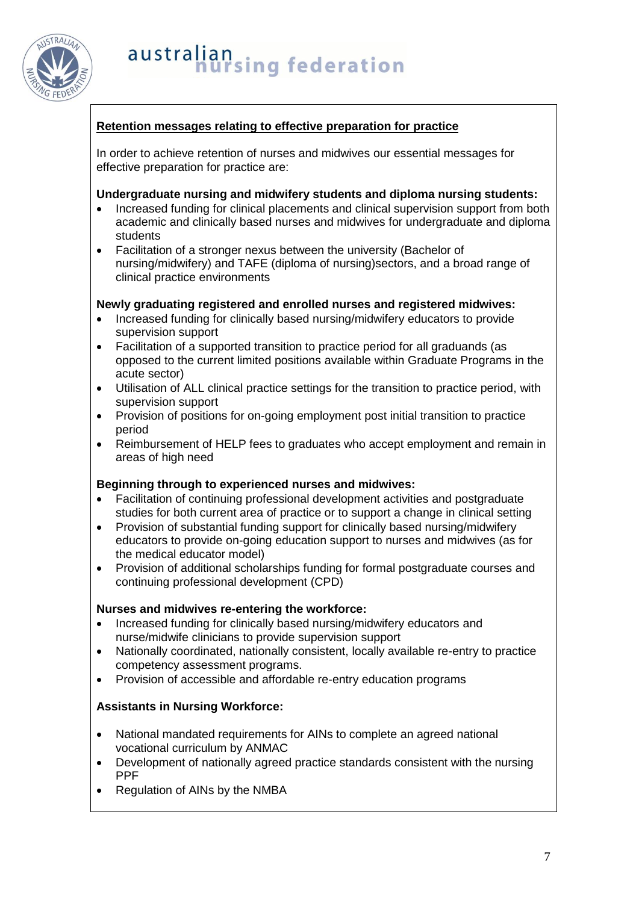**Retention messages relating to effective preparation for practice**

In order to achieve retention of nurses and midwives our essential messages for effective preparation for practice are:

**Undergraduate nursing and midwifery students and diploma nursing students:**

- Increased funding for clinical placements and clinical supervision support from both academic and clinically based nurses and midwives for undergraduate and diploma students
- Facilitation of a stronger nexus between the university (Bachelor of nursing/midwifery) and TAFE (diploma of nursing)sectors, and a broad range of clinical practice environments

**Newly graduating registered and enrolled nurses and registered midwives:**

- Increased funding for clinically based nursing/midwifery educators to provide supervision support
- Facilitation of a supported transition to practice period for all graduands (as opposed to the current limited positions available within Graduate Programs in the acute sector)
- Utilisation of ALL clinical practice settings for the transition to practice period, with supervision support
- Provision of positions for on-going employment post initial transition to practice period
- Reimbursement of HELP fees to graduates who accept employment and remain in areas of high need

**Beginning through to experienced nurses and midwives:**

- Facilitation of continuing professional development activities and postgraduate studies for both current area of practice or to support a change in clinical setting
- Provision of substantial funding support for clinically based nursing/midwifery educators to provide on-going education support to nurses and midwives (as for the medical educator model)
- Provision of additional scholarships funding for formal postgraduate courses and continuing professional development (CPD)

**Nurses and midwives re-entering the workforce:**

- Increased funding for clinically based nursing/midwifery educators and nurse/midwife clinicians to provide supervision support
- Nationally coordinated, nationally consistent, locally available re-entry to practice competency assessment programs.
- Provision of accessible and affordable re-entry education programs

**Assistants in Nursing Workforce:**

- National mandated requirements for AINs to complete an agreed national vocational curriculum by ANMAC
- Development of nationally agreed practice standards consistent with the nursing PPF
- Regulation of AINs by the NMBA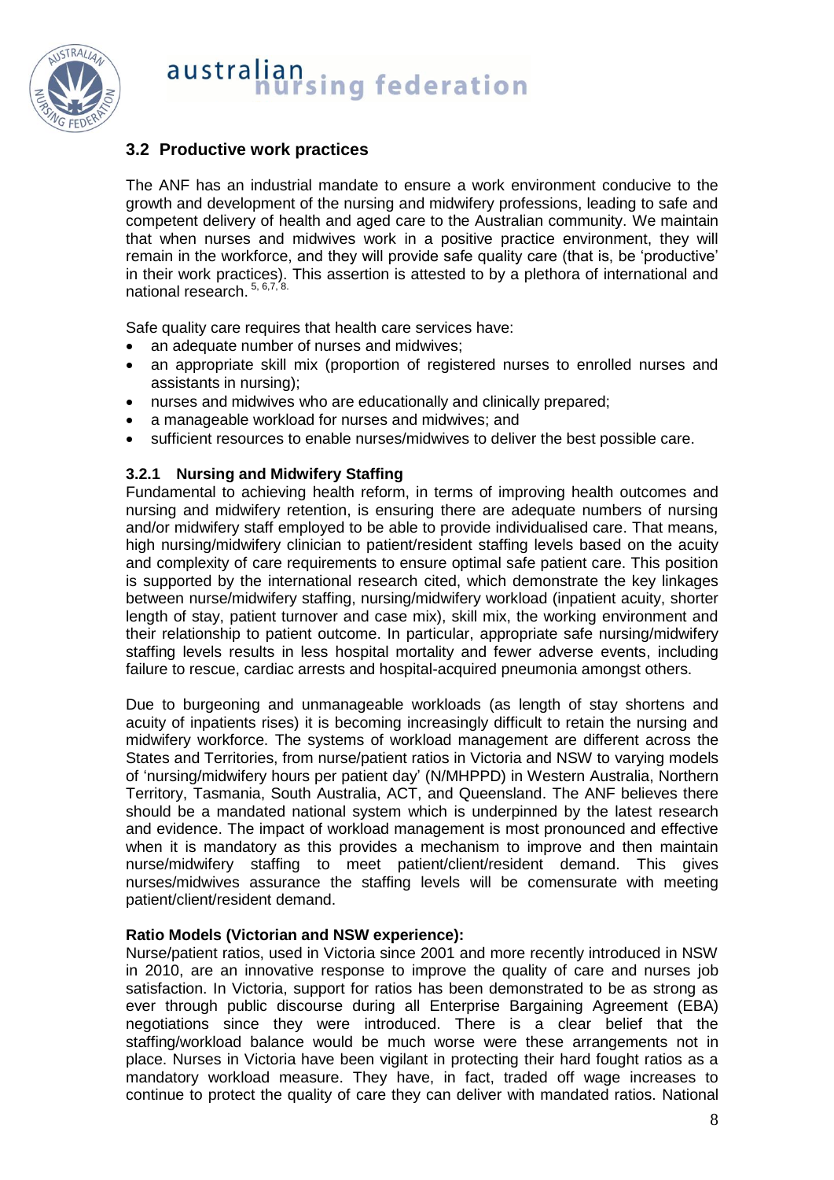## 3.2 Productive work practices

The ANF has an industrial mandate to ensure a work environment conducive to the growth and development of the nursing and midwifery professions, leading to safe and competent delivery of health and aged care to the Australian community. We maintain that when nurses and midwives work in a positive practice environment, they will remain in the workforce, and they will provide safe quality care (that is, be 'productive' in their work practices). This assertion is attested to by a plethora of international and national research. [5, 6,7, 8.]

Safe quality care requires that health care services have:

- an adequate number of nurses and midwives;
- an appropriate skill mix (proportion of registered nurses to enrolled nurses and assistants in nursing);
- nurses and midwives who are educationally and clinically prepared;
- a manageable workload for nurses and midwives; and
- sufficient resources to enable nurses/midwives to deliver the best possible care.

### 3.2.1 Nursing and Midwifery Staffing

Fundamental to achieving health reform, in terms of improving health outcomes and nursing and midwifery retention, is ensuring there are adequate numbers of nursing and/or midwifery staff employed to be able to provide individualised care. That means, high nursing/midwifery clinician to patient/resident staffing levels based on the acuity and complexity of care requirements to ensure optimal safe patient care. This position is supported by the international research cited, which demonstrate the key linkages between nurse/midwifery staffing, nursing/midwifery workload (inpatient acuity, shorter length of stay, patient turnover and case mix), skill mix, the working environment and their relationship to patient outcome. In particular, appropriate safe nursing/midwifery staffing levels results in less hospital mortality and fewer adverse events, including failure to rescue, cardiac arrests and hospital-acquired pneumonia amongst others.

Due to burgeoning and unmanageable workloads (as length of stay shortens and acuity of inpatients rises) it is becoming increasingly difficult to retain the nursing and midwifery workforce. The systems of workload management are different across the States and Territories, from nurse/patient ratios in Victoria and NSW to varying models of 'nursing/midwifery hours per patient day' (N/MHPPD) in Western Australia, Northern Territory, Tasmania, South Australia, ACT, and Queensland. The ANF believes there should be a mandated national system which is underpinned by the latest research and evidence. The impact of workload management is most pronounced and effective when it is mandatory as this provides a mechanism to improve and then maintain nurse/midwifery staffing to meet patient/client/resident demand. This gives nurses/midwives assurance the staffing levels will be comensurate with meeting patient/client/resident demand.

**Ratio Models (Victorian and NSW experience):**

Nurse/patient ratios, used in Victoria since 2001 and more recently introduced in NSW in 2010, are an innovative response to improve the quality of care and nurses job satisfaction. In Victoria, support for ratios has been demonstrated to be as strong as ever through public discourse during all Enterprise Bargaining Agreement (EBA) negotiations since they were introduced. There is a clear belief that the staffing/workload balance would be much worse were these arrangements not in place. Nurses in Victoria have been vigilant in protecting their hard fought ratios as a mandatory workload measure. They have, in fact, traded off wage increases to continue to protect the quality of care they can deliver with mandated ratios. National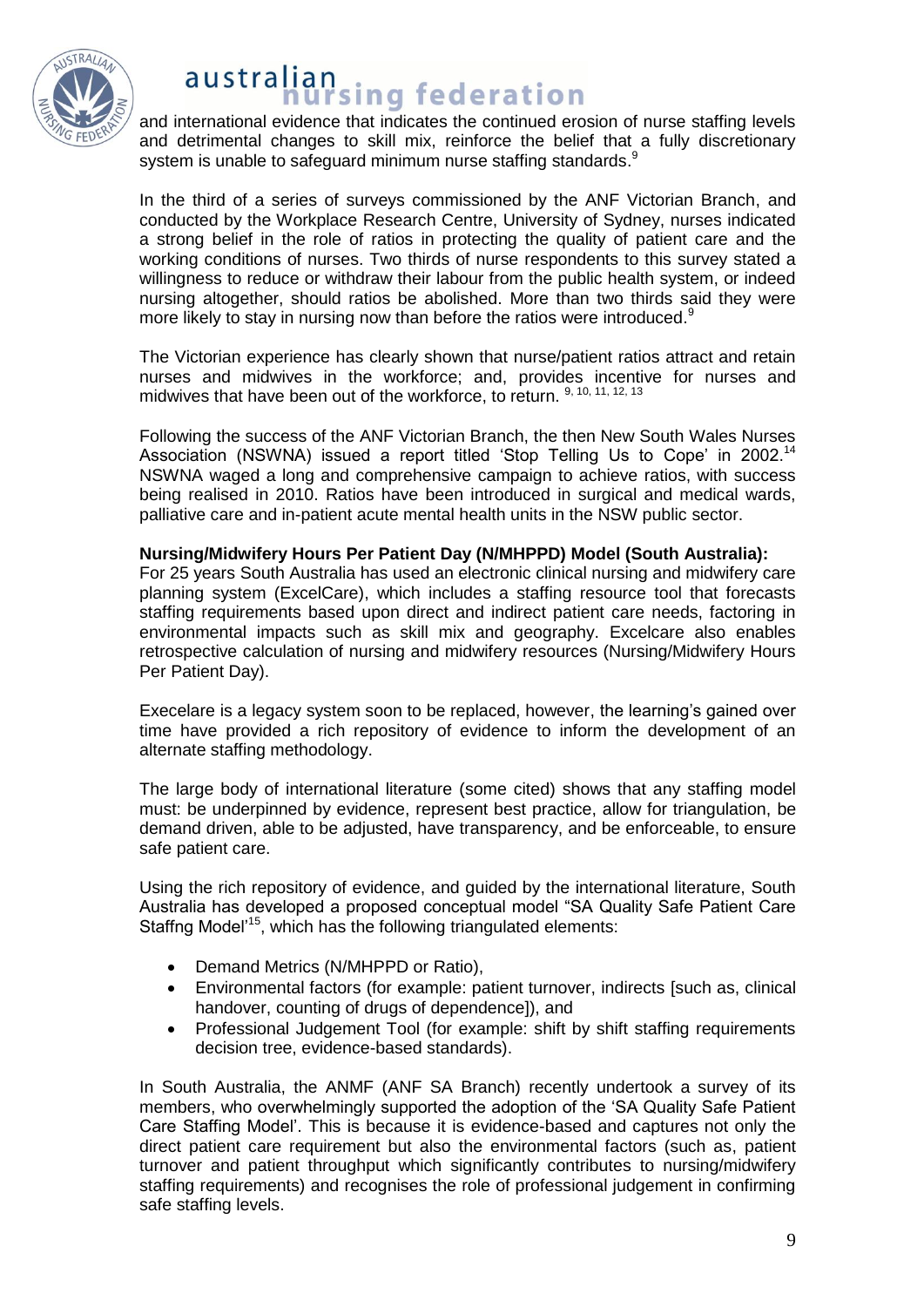and international evidence that indicates the continued erosion of nurse staffing levels and detrimental changes to skill mix, reinforce the belief that a fully discretionary system is unable to safeguard minimum nurse staffing standards.[9]

In the third of a series of surveys commissioned by the ANF Victorian Branch, and conducted by the Workplace Research Centre, University of Sydney, nurses indicated a strong belief in the role of ratios in protecting the quality of patient care and the working conditions of nurses. Two thirds of nurse respondents to this survey stated a willingness to reduce or withdraw their labour from the public health system, or indeed nursing altogether, should ratios be abolished. More than two thirds said they were more likely to stay in nursing now than before the ratios were introduced.[9]

The Victorian experience has clearly shown that nurse/patient ratios attract and retain nurses and midwives in the workforce; and, provides incentive for nurses and midwives that have been out of the workforce, to return. [9, 10, 11, 12, 13]

Following the success of the ANF Victorian Branch, the then New South Wales Nurses Association (NSWNA) issued a report titled 'Stop Telling Us to Cope' in 2002.[14] NSWNA waged a long and comprehensive campaign to achieve ratios, with success being realised in 2010. Ratios have been introduced in surgical and medical wards, palliative care and in-patient acute mental health units in the NSW public sector.

**Nursing/Midwifery Hours Per Patient Day (N/MHPPD) Model (South Australia):**
For 25 years South Australia has used an electronic clinical nursing and midwifery care planning system (ExcelCare), which includes a staffing resource tool that forecasts staffing requirements based upon direct and indirect patient care needs, factoring in environmental impacts such as skill mix and geography. Excelcare also enables retrospective calculation of nursing and midwifery resources (Nursing/Midwifery Hours Per Patient Day).

Execelare is a legacy system soon to be replaced, however, the learning's gained over time have provided a rich repository of evidence to inform the development of an alternate staffing methodology.

The large body of international literature (some cited) shows that any staffing model must: be underpinned by evidence, represent best practice, allow for triangulation, be demand driven, able to be adjusted, have transparency, and be enforceable, to ensure safe patient care.

Using the rich repository of evidence, and guided by the international literature, South Australia has developed a proposed conceptual model "SA Quality Safe Patient Care Staffng Model'[15], which has the following triangulated elements:

- Demand Metrics (N/MHPPD or Ratio),
- Environmental factors (for example: patient turnover, indirects [such as, clinical handover, counting of drugs of dependence]), and
- Professional Judgement Tool (for example: shift by shift staffing requirements decision tree, evidence-based standards).

In South Australia, the ANMF (ANF SA Branch) recently undertook a survey of its members, who overwhelmingly supported the adoption of the 'SA Quality Safe Patient Care Staffing Model'. This is because it is evidence-based and captures not only the direct patient care requirement but also the environmental factors (such as, patient turnover and patient throughput which significantly contributes to nursing/midwifery staffing requirements) and recognises the role of professional judgement in confirming safe staffing levels.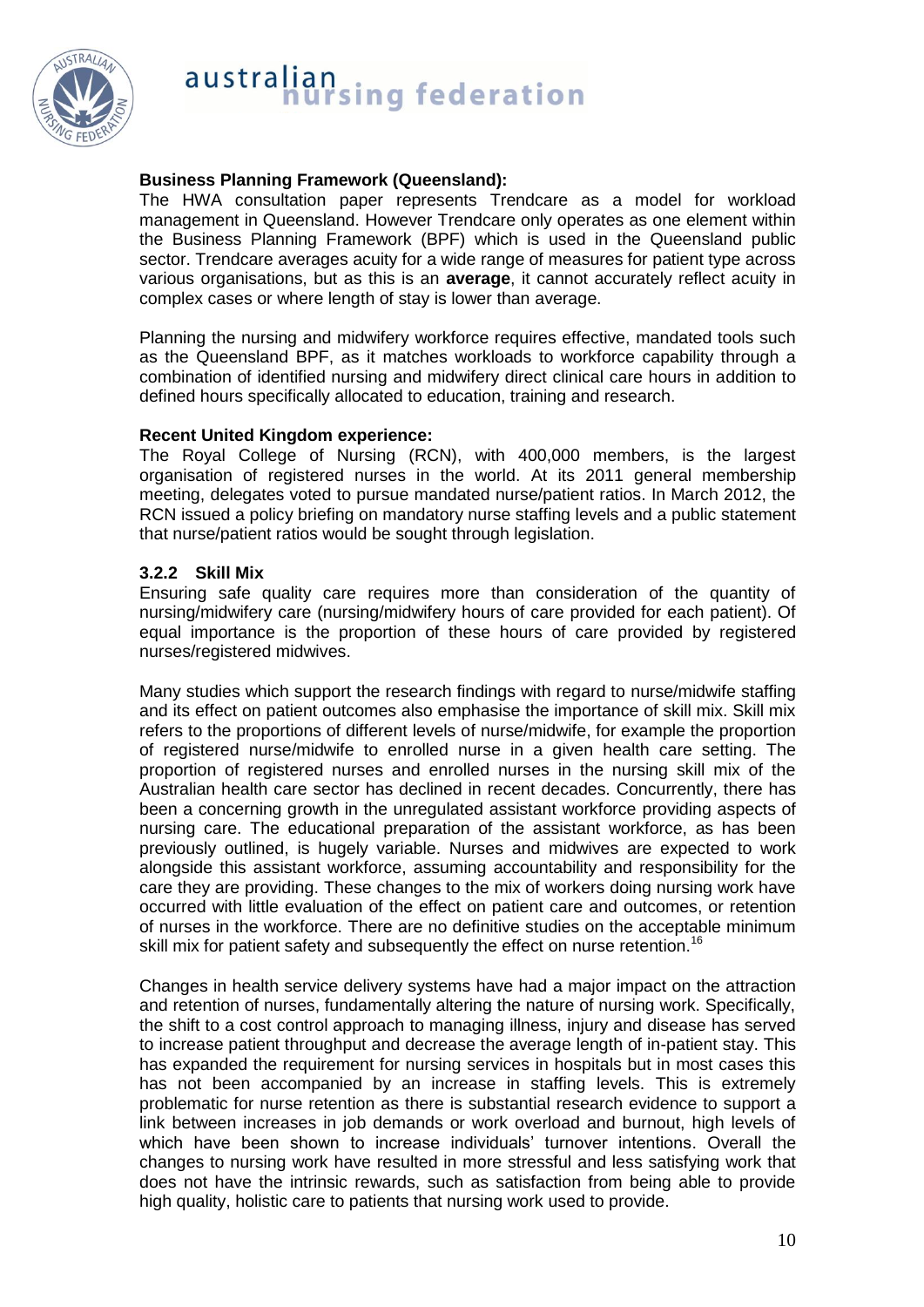**Business Planning Framework (Queensland):**

The HWA consultation paper represents Trendcare as a model for workload management in Queensland. However Trendcare only operates as one element within the Business Planning Framework (BPF) which is used in the Queensland public sector. Trendcare averages acuity for a wide range of measures for patient type across various organisations, but as this is an **average**, it cannot accurately reflect acuity in complex cases or where length of stay is lower than average.

Planning the nursing and midwifery workforce requires effective, mandated tools such as the Queensland BPF, as it matches workloads to workforce capability through a combination of identified nursing and midwifery direct clinical care hours in addition to defined hours specifically allocated to education, training and research.

**Recent United Kingdom experience:**

The Royal College of Nursing (RCN), with 400,000 members, is the largest organisation of registered nurses in the world. At its 2011 general membership meeting, delegates voted to pursue mandated nurse/patient ratios. In March 2012, the RCN issued a policy briefing on mandatory nurse staffing levels and a public statement that nurse/patient ratios would be sought through legislation.

### 3.2.2 Skill Mix

Ensuring safe quality care requires more than consideration of the quantity of nursing/midwifery care (nursing/midwifery hours of care provided for each patient). Of equal importance is the proportion of these hours of care provided by registered nurses/registered midwives.

Many studies which support the research findings with regard to nurse/midwife staffing and its effect on patient outcomes also emphasise the importance of skill mix. Skill mix refers to the proportions of different levels of nurse/midwife, for example the proportion of registered nurse/midwife to enrolled nurse in a given health care setting. The proportion of registered nurses and enrolled nurses in the nursing skill mix of the Australian health care sector has declined in recent decades. Concurrently, there has been a concerning growth in the unregulated assistant workforce providing aspects of nursing care. The educational preparation of the assistant workforce, as has been previously outlined, is hugely variable. Nurses and midwives are expected to work alongside this assistant workforce, assuming accountability and responsibility for the care they are providing. These changes to the mix of workers doing nursing work have occurred with little evaluation of the effect on patient care and outcomes, or retention of nurses in the workforce. There are no definitive studies on the acceptable minimum skill mix for patient safety and subsequently the effect on nurse retention.[16]

Changes in health service delivery systems have had a major impact on the attraction and retention of nurses, fundamentally altering the nature of nursing work. Specifically, the shift to a cost control approach to managing illness, injury and disease has served to increase patient throughput and decrease the average length of in-patient stay. This has expanded the requirement for nursing services in hospitals but in most cases this has not been accompanied by an increase in staffing levels. This is extremely problematic for nurse retention as there is substantial research evidence to support a link between increases in job demands or work overload and burnout, high levels of which have been shown to increase individuals' turnover intentions. Overall the changes to nursing work have resulted in more stressful and less satisfying work that does not have the intrinsic rewards, such as satisfaction from being able to provide high quality, holistic care to patients that nursing work used to provide.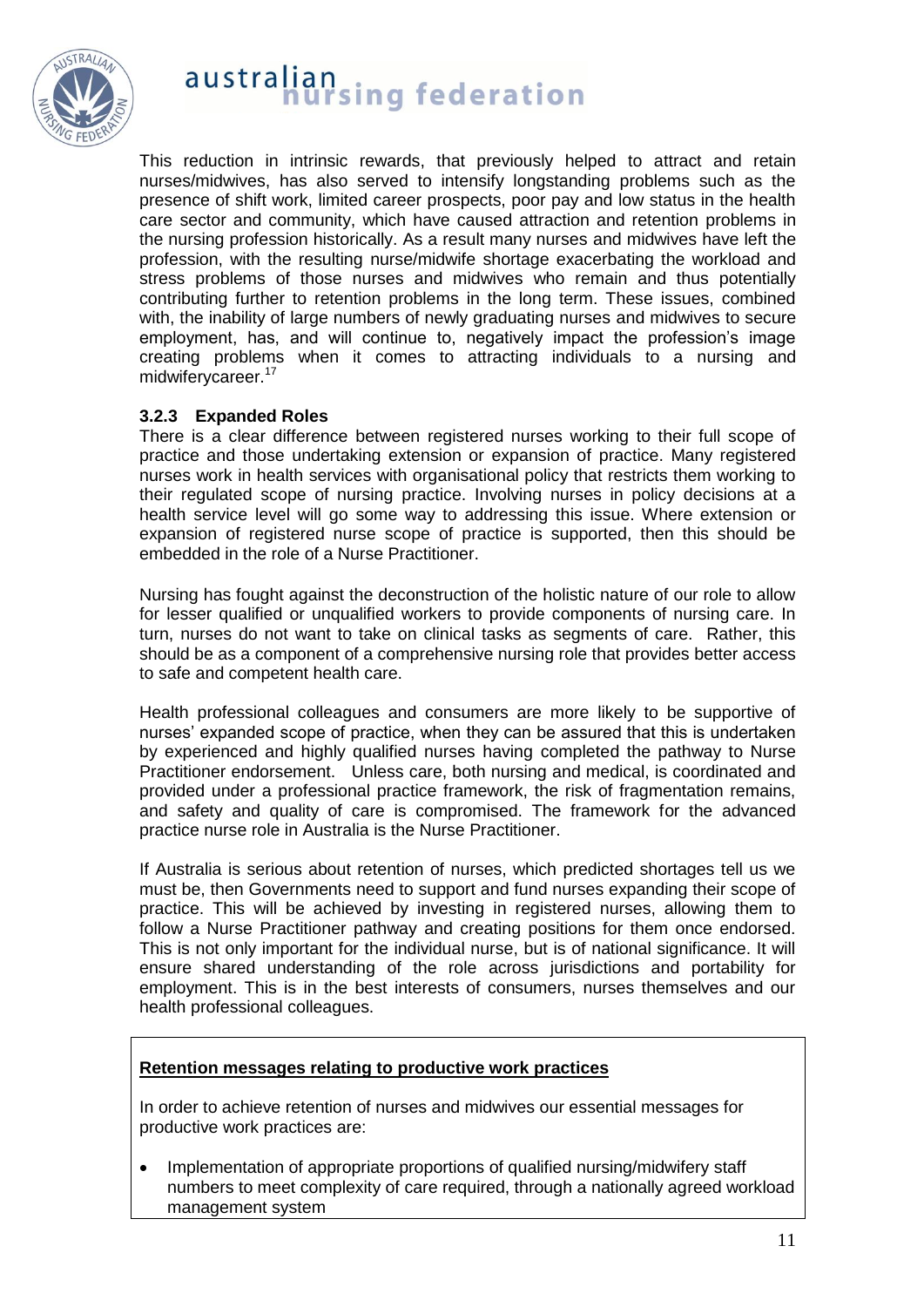This reduction in intrinsic rewards, that previously helped to attract and retain nurses/midwives, has also served to intensify longstanding problems such as the presence of shift work, limited career prospects, poor pay and low status in the health care sector and community, which have caused attraction and retention problems in the nursing profession historically. As a result many nurses and midwives have left the profession, with the resulting nurse/midwife shortage exacerbating the workload and stress problems of those nurses and midwives who remain and thus potentially contributing further to retention problems in the long term. These issues, combined with, the inability of large numbers of newly graduating nurses and midwives to secure employment, has, and will continue to, negatively impact the profession's image creating problems when it comes to attracting individuals to a nursing and midwiferycareer.[17]

### 3.2.3 Expanded Roles

There is a clear difference between registered nurses working to their full scope of practice and those undertaking extension or expansion of practice. Many registered nurses work in health services with organisational policy that restricts them working to their regulated scope of nursing practice. Involving nurses in policy decisions at a health service level will go some way to addressing this issue. Where extension or expansion of registered nurse scope of practice is supported, then this should be embedded in the role of a Nurse Practitioner.

Nursing has fought against the deconstruction of the holistic nature of our role to allow for lesser qualified or unqualified workers to provide components of nursing care. In turn, nurses do not want to take on clinical tasks as segments of care. Rather, this should be as a component of a comprehensive nursing role that provides better access to safe and competent health care.

Health professional colleagues and consumers are more likely to be supportive of nurses' expanded scope of practice, when they can be assured that this is undertaken by experienced and highly qualified nurses having completed the pathway to Nurse Practitioner endorsement. Unless care, both nursing and medical, is coordinated and provided under a professional practice framework, the risk of fragmentation remains, and safety and quality of care is compromised. The framework for the advanced practice nurse role in Australia is the Nurse Practitioner.

If Australia is serious about retention of nurses, which predicted shortages tell us we must be, then Governments need to support and fund nurses expanding their scope of practice. This will be achieved by investing in registered nurses, allowing them to follow a Nurse Practitioner pathway and creating positions for them once endorsed. This is not only important for the individual nurse, but is of national significance. It will ensure shared understanding of the role across jurisdictions and portability for employment. This is in the best interests of consumers, nurses themselves and our health professional colleagues.

**Retention messages relating to productive work practices**

In order to achieve retention of nurses and midwives our essential messages for productive work practices are:

- Implementation of appropriate proportions of qualified nursing/midwifery staff numbers to meet complexity of care required, through a nationally agreed workload management system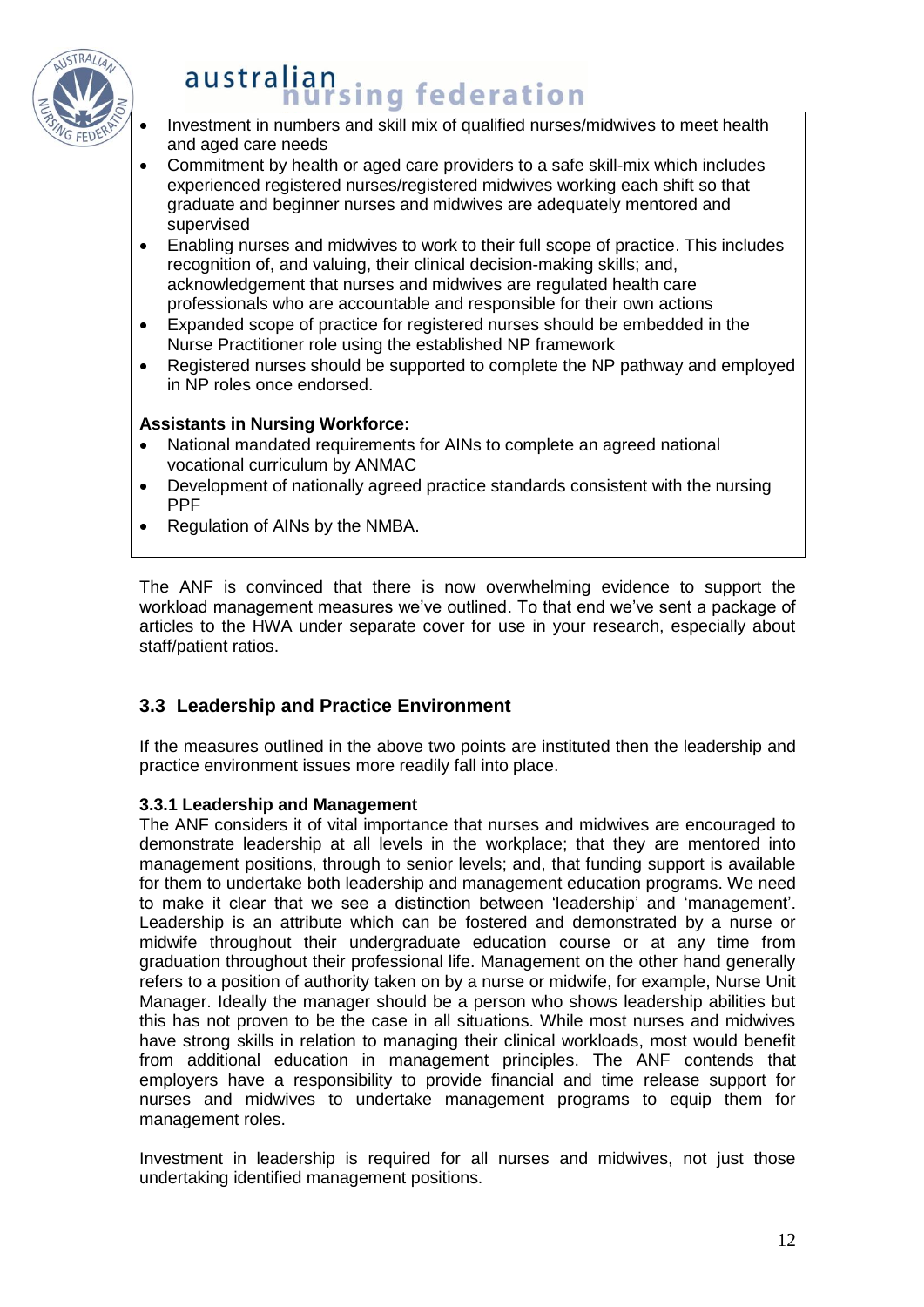- Investment in numbers and skill mix of qualified nurses/midwives to meet health and aged care needs
- Commitment by health or aged care providers to a safe skill-mix which includes experienced registered nurses/registered midwives working each shift so that graduate and beginner nurses and midwives are adequately mentored and supervised
- Enabling nurses and midwives to work to their full scope of practice. This includes recognition of, and valuing, their clinical decision-making skills; and, acknowledgement that nurses and midwives are regulated health care professionals who are accountable and responsible for their own actions
- Expanded scope of practice for registered nurses should be embedded in the Nurse Practitioner role using the established NP framework
- Registered nurses should be supported to complete the NP pathway and employed in NP roles once endorsed.

**Assistants in Nursing Workforce:**

- National mandated requirements for AINs to complete an agreed national vocational curriculum by ANMAC
- Development of nationally agreed practice standards consistent with the nursing PPF
- Regulation of AINs by the NMBA.

The ANF is convinced that there is now overwhelming evidence to support the workload management measures we've outlined. To that end we've sent a package of articles to the HWA under separate cover for use in your research, especially about staff/patient ratios.

### 3.3 Leadership and Practice Environment

If the measures outlined in the above two points are instituted then the leadership and practice environment issues more readily fall into place.

#### 3.3.1 Leadership and Management

The ANF considers it of vital importance that nurses and midwives are encouraged to demonstrate leadership at all levels in the workplace; that they are mentored into management positions, through to senior levels; and, that funding support is available for them to undertake both leadership and management education programs. We need to make it clear that we see a distinction between 'leadership' and 'management'. Leadership is an attribute which can be fostered and demonstrated by a nurse or midwife throughout their undergraduate education course or at any time from graduation throughout their professional life. Management on the other hand generally refers to a position of authority taken on by a nurse or midwife, for example, Nurse Unit Manager. Ideally the manager should be a person who shows leadership abilities but this has not proven to be the case in all situations. While most nurses and midwives have strong skills in relation to managing their clinical workloads, most would benefit from additional education in management principles. The ANF contends that employers have a responsibility to provide financial and time release support for nurses and midwives to undertake management programs to equip them for management roles.

Investment in leadership is required for all nurses and midwives, not just those undertaking identified management positions.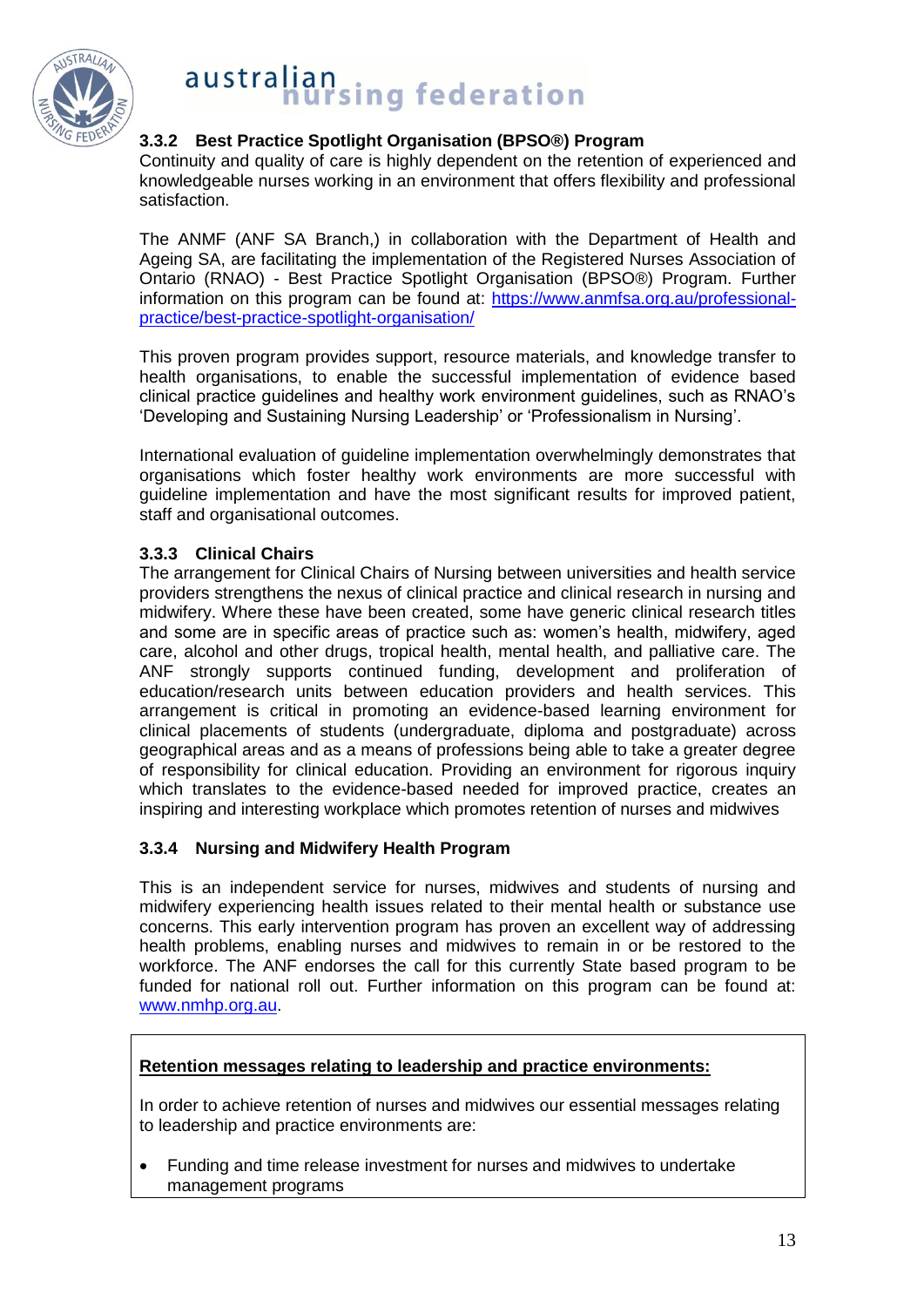### 3.3.2 Best Practice Spotlight Organisation (BPSO®) Program

Continuity and quality of care is highly dependent on the retention of experienced and knowledgeable nurses working in an environment that offers flexibility and professional satisfaction.

The ANMF (ANF SA Branch,) in collaboration with the Department of Health and Ageing SA, are facilitating the implementation of the Registered Nurses Association of Ontario (RNAO) - Best Practice Spotlight Organisation (BPSO®) Program. Further information on this program can be found at: [https://www.anmfsa.org.au/professional-practice/best-practice-spotlight-organisation/](https://www.anmfsa.org.au/professional-practice/best-practice-spotlight-organisation/)

This proven program provides support, resource materials, and knowledge transfer to health organisations, to enable the successful implementation of evidence based clinical practice guidelines and healthy work environment guidelines, such as RNAO's 'Developing and Sustaining Nursing Leadership' or 'Professionalism in Nursing'.

International evaluation of guideline implementation overwhelmingly demonstrates that organisations which foster healthy work environments are more successful with guideline implementation and have the most significant results for improved patient, staff and organisational outcomes.

### 3.3.3 Clinical Chairs

The arrangement for Clinical Chairs of Nursing between universities and health service providers strengthens the nexus of clinical practice and clinical research in nursing and midwifery. Where these have been created, some have generic clinical research titles and some are in specific areas of practice such as: women's health, midwifery, aged care, alcohol and other drugs, tropical health, mental health, and palliative care. The ANF strongly supports continued funding, development and proliferation of education/research units between education providers and health services. This arrangement is critical in promoting an evidence-based learning environment for clinical placements of students (undergraduate, diploma and postgraduate) across geographical areas and as a means of professions being able to take a greater degree of responsibility for clinical education. Providing an environment for rigorous inquiry which translates to the evidence-based needed for improved practice, creates an inspiring and interesting workplace which promotes retention of nurses and midwives

### 3.3.4 Nursing and Midwifery Health Program

This is an independent service for nurses, midwives and students of nursing and midwifery experiencing health issues related to their mental health or substance use concerns. This early intervention program has proven an excellent way of addressing health problems, enabling nurses and midwives to remain in or be restored to the workforce. The ANF endorses the call for this currently State based program to be funded for national roll out. Further information on this program can be found at: [www.nmhp.org.au](http://www.nmhp.org.au).

**<u>Retention messages relating to leadership and practice environments:</u>**

In order to achieve retention of nurses and midwives our essential messages relating to leadership and practice environments are:

- Funding and time release investment for nurses and midwives to undertake management programs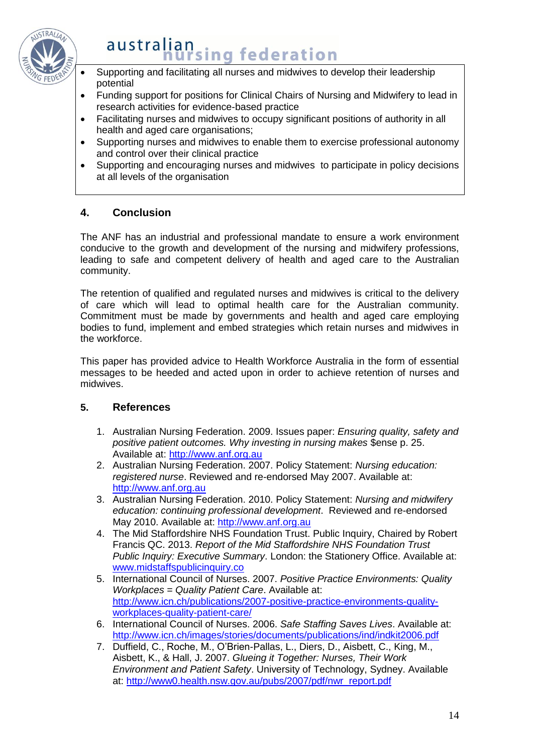- Supporting and facilitating all nurses and midwives to develop their leadership potential
- Funding support for positions for Clinical Chairs of Nursing and Midwifery to lead in research activities for evidence-based practice
- Facilitating nurses and midwives to occupy significant positions of authority in all health and aged care organisations;
- Supporting nurses and midwives to enable them to exercise professional autonomy and control over their clinical practice
- Supporting and encouraging nurses and midwives to participate in policy decisions at all levels of the organisation

## 4. Conclusion

The ANF has an industrial and professional mandate to ensure a work environment conducive to the growth and development of the nursing and midwifery professions, leading to safe and competent delivery of health and aged care to the Australian community.

The retention of qualified and regulated nurses and midwives is critical to the delivery of care which will lead to optimal health care for the Australian community. Commitment must be made by governments and health and aged care employing bodies to fund, implement and embed strategies which retain nurses and midwives in the workforce.

This paper has provided advice to Health Workforce Australia in the form of essential messages to be heeded and acted upon in order to achieve retention of nurses and midwives.

## 5. References

1. Australian Nursing Federation. 2009. Issues paper: *Ensuring quality, safety and positive patient outcomes. Why investing in nursing makes* $ense p. 25. Available at: http://www.anf.org.au
2. Australian Nursing Federation. 2007. Policy Statement: *Nursing education: registered nurse*. Reviewed and re-endorsed May 2007. Available at: http://www.anf.org.au
3. Australian Nursing Federation. 2010. Policy Statement: *Nursing and midwifery education: continuing professional development*. Reviewed and re-endorsed May 2010. Available at: http://www.anf.org.au
4. The Mid Staffordshire NHS Foundation Trust. Public Inquiry, Chaired by Robert Francis QC. 2013. *Report of the Mid Staffordshire NHS Foundation Trust Public Inquiry: Executive Summary*. London: the Stationery Office. Available at: www.midstaffspublicinquiry.co
5. International Council of Nurses. 2007. *Positive Practice Environments: Quality Workplaces = Quality Patient Care*. Available at: http://www.icn.ch/publications/2007-positive-practice-environments-quality-workplaces-quality-patient-care/
6. International Council of Nurses. 2006. *Safe Staffing Saves Lives*. Available at: http://www.icn.ch/images/stories/documents/publications/ind/indkit2006.pdf
7. Duffield, C., Roche, M., O'Brien-Pallas, L., Diers, D., Aisbett, C., King, M., Aisbett, K., & Hall, J. 2007. *Glueing it Together: Nurses, Their Work Environment and Patient Safety*. University of Technology, Sydney. Available at: http://www0.health.nsw.gov.au/pubs/2007/pdf/nwr_report.pdf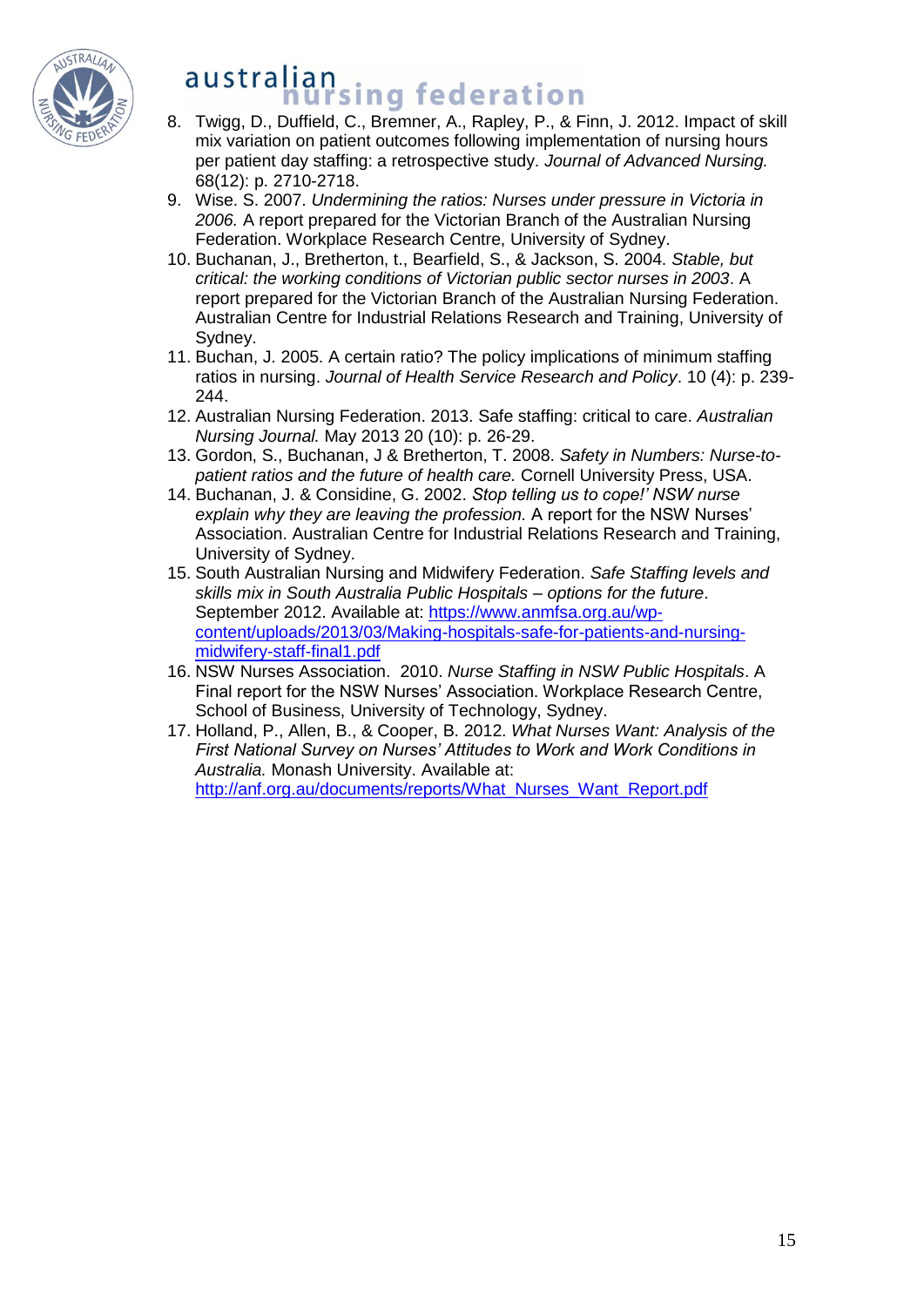8. Twigg, D., Duffield, C., Bremner, A., Rapley, P., & Finn, J. 2012. Impact of skill mix variation on patient outcomes following implementation of nursing hours per patient day staffing: a retrospective study. *Journal of Advanced Nursing.* 68(12): p. 2710-2718.
9. Wise. S. 2007. *Undermining the ratios: Nurses under pressure in Victoria in 2006.* A report prepared for the Victorian Branch of the Australian Nursing Federation. Workplace Research Centre, University of Sydney.
10. Buchanan, J., Bretherton, t., Bearfield, S., & Jackson, S. 2004. *Stable, but critical: the working conditions of Victorian public sector nurses in 2003*. A report prepared for the Victorian Branch of the Australian Nursing Federation. Australian Centre for Industrial Relations Research and Training, University of Sydney.
11. Buchan, J. 2005. A certain ratio? The policy implications of minimum staffing ratios in nursing. *Journal of Health Service Research and Policy*. 10 (4): p. 239-244.
12. Australian Nursing Federation. 2013. Safe staffing: critical to care. *Australian Nursing Journal.* May 2013 20 (10): p. 26-29.
13. Gordon, S., Buchanan, J & Bretherton, T. 2008. *Safety in Numbers: Nurse-to-patient ratios and the future of health care.* Cornell University Press, USA.
14. Buchanan, J. & Considine, G. 2002. *Stop telling us to cope!' NSW nurse explain why they are leaving the profession.* A report for the NSW Nurses' Association. Australian Centre for Industrial Relations Research and Training, University of Sydney.
15. South Australian Nursing and Midwifery Federation. *Safe Staffing levels and skills mix in South Australia Public Hospitals – options for the future*. September 2012. Available at: https://www.anmfsa.org.au/wp-content/uploads/2013/03/Making-hospitals-safe-for-patients-and-nursing-midwifery-staff-final1.pdf
16. NSW Nurses Association. 2010. *Nurse Staffing in NSW Public Hospitals*. A Final report for the NSW Nurses' Association. Workplace Research Centre, School of Business, University of Technology, Sydney.
17. Holland, P., Allen, B., & Cooper, B. 2012. *What Nurses Want: Analysis of the First National Survey on Nurses' Attitudes to Work and Work Conditions in Australia.* Monash University. Available at: http://anf.org.au/documents/reports/What_Nurses_Want_Report.pdf